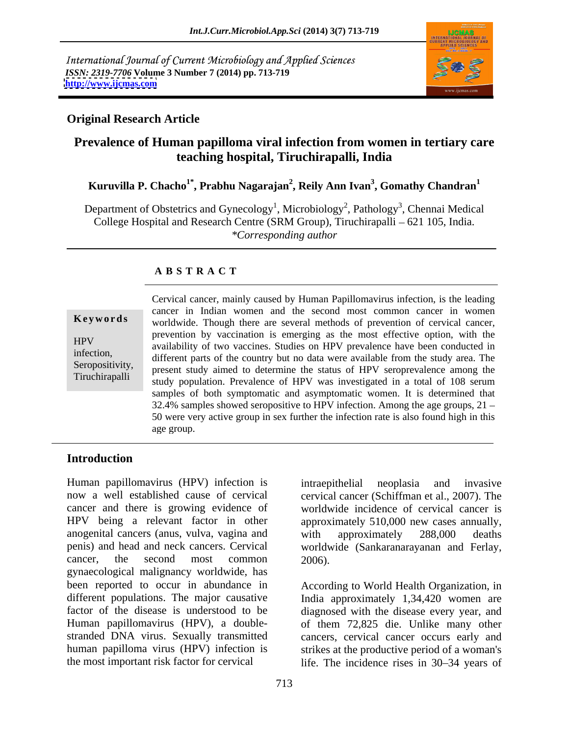*International Journal of Current Microbiology and Applied Sciences*
*ISSN: 2319-7706* **Volume 3 Number 7 (2014) pp. 713-719**
**http://www.ijcmas.com**

**Original Research Article**

# Prevalence of Human papilloma viral infection from women in tertiary care teaching hospital, Tiruchirapalli, India

**Kuruvilla P. Chacho[1*], Prabhu Nagarajan[2], Reily Ann Ivan[3], Gomathy Chandran[1]**

Department of Obstetrics and Gynecology[1], Microbiology[2], Pathology[3], Chennai Medical College Hospital and Research Centre (SRM Group), Tiruchirapalli – 621 105, India.
*\*Corresponding author*

## A B S T R A C T

**Keywords**

HPV infection, Seropositivity, Tiruchirapalli

Cervical cancer, mainly caused by Human Papillomavirus infection, is the leading cancer in Indian women and the second most common cancer in women worldwide. Though there are several methods of prevention of cervical cancer, prevention by vaccination is emerging as the most effective option, with the availability of two vaccines. Studies on HPV prevalence have been conducted in different parts of the country but no data were available from the study area. The present study aimed to determine the status of HPV seroprevalence among the study population. Prevalence of HPV was investigated in a total of 108 serum samples of both symptomatic and asymptomatic women. It is determined that 32.4% samples showed seropositive to HPV infection. Among the age groups, 21 – 50 were very active group in sex further the infection rate is also found high in this age group.

## Introduction

Human papillomavirus (HPV) infection is now a well established cause of cervical cancer and there is growing evidence of HPV being a relevant factor in other anogenital cancers (anus, vulva, vagina and penis) and head and neck cancers. Cervical cancer, the second most common gynaecological malignancy worldwide, has been reported to occur in abundance in different populations. The major causative factor of the disease is understood to be Human papillomavirus (HPV), a double-stranded DNA virus. Sexually transmitted human papilloma virus (HPV) infection is the most important risk factor for cervical intraepithelial neoplasia and invasive cervical cancer (Schiffman et al., 2007). The worldwide incidence of cervical cancer is approximately 510,000 new cases annually, with approximately 288,000 deaths worldwide (Sankaranarayanan and Ferlay, 2006).

According to World Health Organization, in India approximately 1,34,420 women are diagnosed with the disease every year, and of them 72,825 die. Unlike many other cancers, cervical cancer occurs early and strikes at the productive period of a woman's life. The incidence rises in 30–34 years of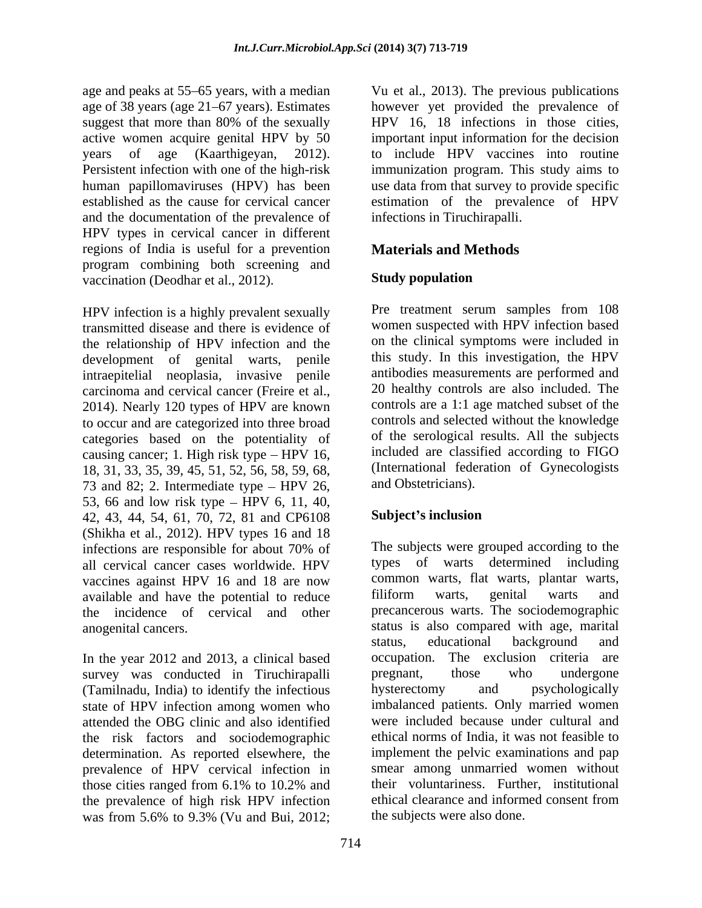age and peaks at 55–65 years, with a median age of 38 years (age 21–67 years). Estimates suggest that more than 80% of the sexually active women acquire genital HPV by 50 years of age (Kaarthigeyan, 2012). Persistent infection with one of the high-risk human papillomaviruses (HPV) has been established as the cause for cervical cancer and the documentation of the prevalence of HPV types in cervical cancer in different regions of India is useful for a prevention program combining both screening and vaccination (Deodhar et al., 2012).

HPV infection is a highly prevalent sexually transmitted disease and there is evidence of the relationship of HPV infection and the development of genital warts, penile intraepitelial neoplasia, invasive penile carcinoma and cervical cancer (Freire et al., 2014). Nearly 120 types of HPV are known to occur and are categorized into three broad categories based on the potentiality of causing cancer; 1. High risk type – HPV 16, 18, 31, 33, 35, 39, 45, 51, 52, 56, 58, 59, 68, 73 and 82; 2. Intermediate type – HPV 26, 53, 66 and low risk type – HPV 6, 11, 40, 42, 43, 44, 54, 61, 70, 72, 81 and CP6108 (Shikha et al., 2012). HPV types 16 and 18 infections are responsible for about 70% of all cervical cancer cases worldwide. HPV vaccines against HPV 16 and 18 are now available and have the potential to reduce the incidence of cervical and other anogenital cancers.

In the year 2012 and 2013, a clinical based survey was conducted in Tiruchirapalli (Tamilnadu, India) to identify the infectious state of HPV infection among women who attended the OBG clinic and also identified the risk factors and sociodemographic determination. As reported elsewhere, the prevalence of HPV cervical infection in those cities ranged from 6.1% to 10.2% and the prevalence of high risk HPV infection was from 5.6% to 9.3% (Vu and Bui, 2012; Vu et al., 2013). The previous publications however yet provided the prevalence of HPV 16, 18 infections in those cities, important input information for the decision to include HPV vaccines into routine immunization program. This study aims to use data from that survey to provide specific estimation of the prevalence of HPV infections in Tiruchirapalli.

## Materials and Methods

### Study population

Pre treatment serum samples from 108 women suspected with HPV infection based on the clinical symptoms were included in this study. In this investigation, the HPV antibodies measurements are performed and 20 healthy controls are also included. The controls are a 1:1 age matched subset of the controls and selected without the knowledge of the serological results. All the subjects included are classified according to FIGO (International federation of Gynecologists and Obstetricians).

### Subject's inclusion

The subjects were grouped according to the types of warts determined including common warts, flat warts, plantar warts, filiform warts, genital warts and precancerous warts. The sociodemographic status is also compared with age, marital status, educational background and occupation. The exclusion criteria are pregnant, those who undergone hysterectomy and psychologically imbalanced patients. Only married women were included because under cultural and ethical norms of India, it was not feasible to implement the pelvic examinations and pap smear among unmarried women without their voluntariness. Further, institutional ethical clearance and informed consent from the subjects were also done.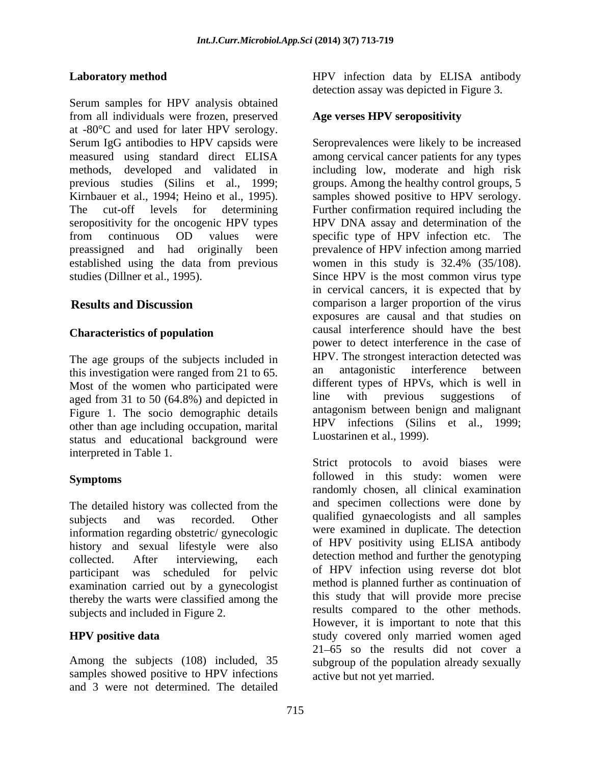### Laboratory method

Serum samples for HPV analysis obtained from all individuals were frozen, preserved at -80°C and used for later HPV serology. Serum IgG antibodies to HPV capsids were measured using standard direct ELISA methods, developed and validated in previous studies (Silins et al., 1999; Kirnbauer et al., 1994; Heino et al., 1995). The cut-off levels for determining seropositivity for the oncogenic HPV types from continuous OD values were preassigned and had originally been established using the data from previous studies (Dillner et al., 1995).

## Results and Discussion

### Characteristics of population

The age groups of the subjects included in this investigation were ranged from 21 to 65. Most of the women who participated were aged from 31 to 50 (64.8%) and depicted in Figure 1. The socio demographic details other than age including occupation, marital status and educational background were interpreted in Table 1.

### Symptoms

The detailed history was collected from the subjects and was recorded. Other information regarding obstetric/ gynecologic history and sexual lifestyle were also collected. After interviewing, each participant was scheduled for pelvic examination carried out by a gynecologist thereby the warts were classified among the subjects and included in Figure 2.

### HPV positive data

Among the subjects (108) included, 35 samples showed positive to HPV infections and 3 were not determined. The detailed HPV infection data by ELISA antibody detection assay was depicted in Figure 3.

### Age verses HPV seropositivity

Seroprevalences were likely to be increased among cervical cancer patients for any types including low, moderate and high risk groups. Among the healthy control groups, 5 samples showed positive to HPV serology. Further confirmation required including the HPV DNA assay and determination of the specific type of HPV infection etc. The prevalence of HPV infection among married women in this study is 32.4% (35/108). Since HPV is the most common virus type in cervical cancers, it is expected that by comparison a larger proportion of the virus exposures are causal and that studies on causal interference should have the best power to detect interference in the case of HPV. The strongest interaction detected was an antagonistic interference between different types of HPVs, which is well in line with previous suggestions of antagonism between benign and malignant HPV infections (Silins et al., 1999; Luostarinen et al., 1999).

Strict protocols to avoid biases were followed in this study: women were randomly chosen, all clinical examination and specimen collections were done by qualified gynaecologists and all samples were examined in duplicate. The detection of HPV positivity using ELISA antibody detection method and further the genotyping of HPV infection using reverse dot blot method is planned further as continuation of this study that will provide more precise results compared to the other methods. However, it is important to note that this study covered only married women aged 21–65 so the results did not cover a subgroup of the population already sexually active but not yet married.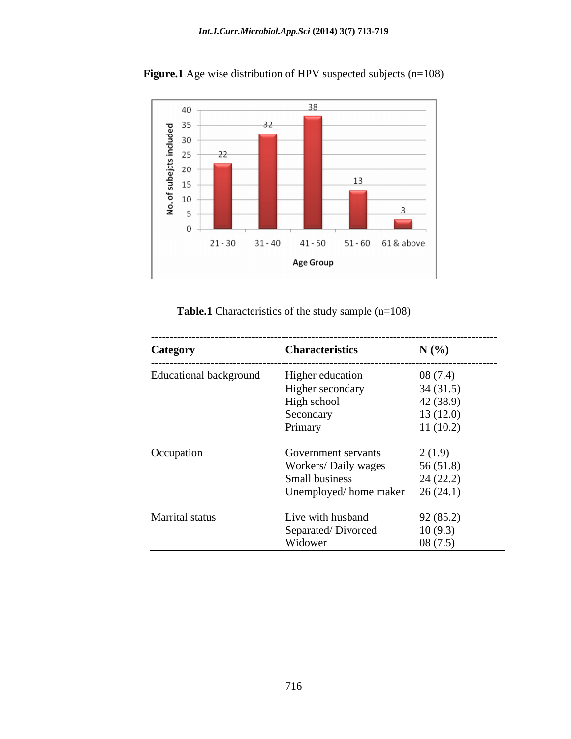**Figure.1** Age wise distribution of HPV suspected subjects (n=108)

**Table.1** Characteristics of the study sample (n=108)

| Category | Characteristics | N (%) |
|---|---|---|
| Educational background | Higher education | 08 (7.4) |
| | Higher secondary | 34 (31.5) |
| | High school | 42 (38.9) |
| | Secondary | 13 (12.0) |
| | Primary | 11 (10.2) |
| Occupation | Government servants | 2 (1.9) |
| | Workers/ Daily wages | 56 (51.8) |
| | Small business | 24 (22.2) |
| | Unemployed/ home maker | 26 (24.1) |
| Marrital status | Live with husband | 92 (85.2) |
| | Separated/ Divorced | 10 (9.3) |
| | Widower | 08 (7.5) |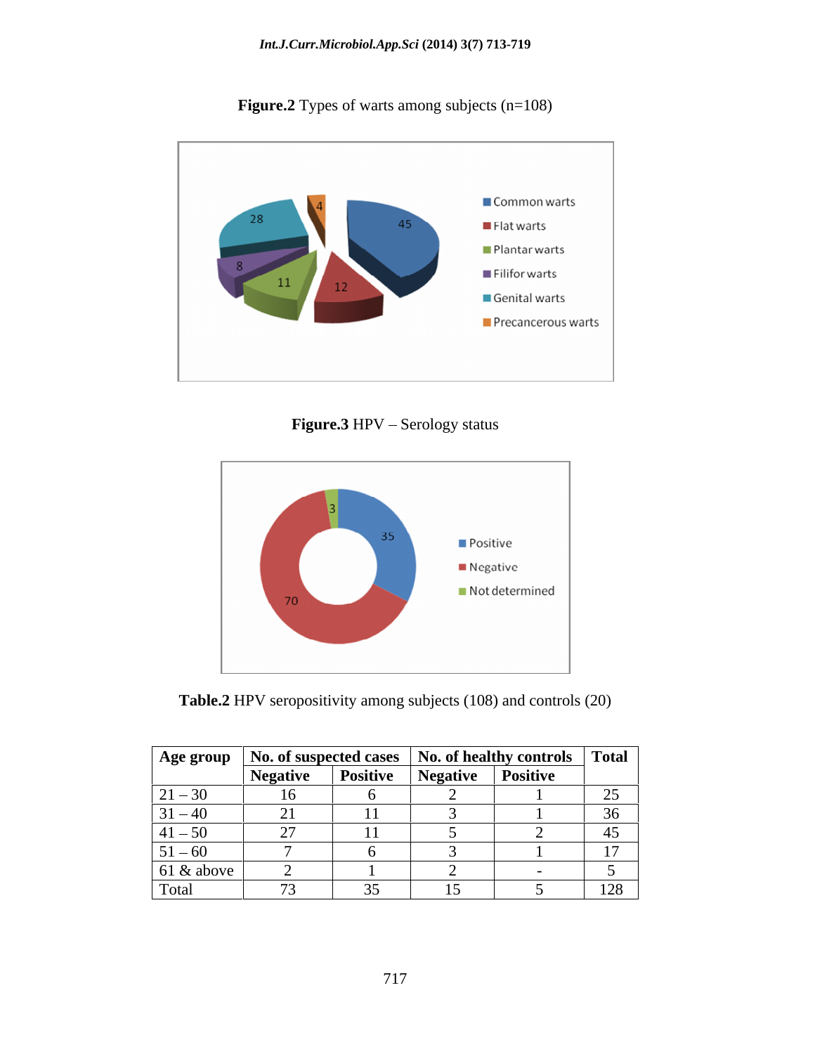**Figure.2** Types of warts among subjects (n=108)

**Figure.3** HPV – Serology status

**Table.2** HPV seropositivity among subjects (108) and controls (20)

| Age group | No. of suspected cases | | No. of healthy controls | | Total |
|---|---|---|---|---|---|
| | Negative | Positive | Negative | Positive | |
| 21 – 30 | 16 | 6 | 2 | 1 | 25 |
| 31 – 40 | 21 | 11 | 3 | 1 | 36 |
| 41 – 50 | 27 | 11 | 5 | 2 | 45 |
| 51 – 60 | 7 | 6 | 3 | 1 | 17 |
| 61 & above | 2 | 1 | 2 | - | 5 |
| Total | 73 | 35 | 15 | 5 | 128 |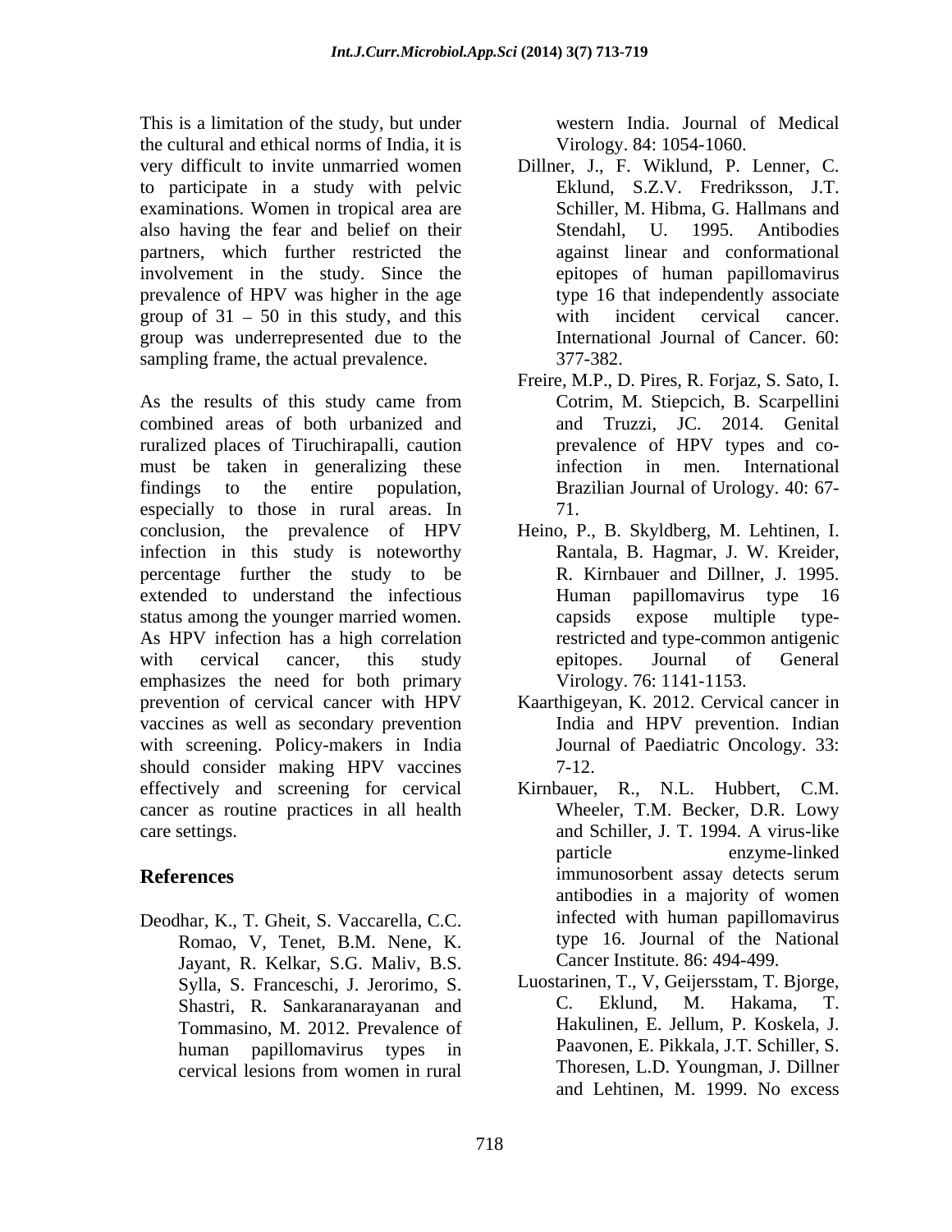This is a limitation of the study, but under the cultural and ethical norms of India, it is very difficult to invite unmarried women to participate in a study with pelvic examinations. Women in tropical area are also having the fear and belief on their partners, which further restricted the involvement in the study. Since the prevalence of HPV was higher in the age group of 31 – 50 in this study, and this group was underrepresented due to the sampling frame, the actual prevalence.

As the results of this study came from combined areas of both urbanized and ruralized places of Tiruchirapalli, caution must be taken in generalizing these findings to the entire population, especially to those in rural areas. In conclusion, the prevalence of HPV infection in this study is noteworthy percentage further the study to be extended to understand the infectious status among the younger married women. As HPV infection has a high correlation with cervical cancer, this study emphasizes the need for both primary prevention of cervical cancer with HPV vaccines as well as secondary prevention with screening. Policy-makers in India should consider making HPV vaccines effectively and screening for cervical cancer as routine practices in all health care settings.

## References

Deodhar, K., T. Gheit, S. Vaccarella, C.C. Romao, V, Tenet, B.M. Nene, K. Jayant, R. Kelkar, S.G. Maliv, B.S. Sylla, S. Franceschi, J. Jerorimo, S. Shastri, R. Sankaranarayanan and Tommasino, M. 2012. Prevalence of human papillomavirus types in cervical lesions from women in rural western India. Journal of Medical Virology. 84: 1054-1060.

Dillner, J., F. Wiklund, P. Lenner, C. Eklund, S.Z.V. Fredriksson, J.T. Schiller, M. Hibma, G. Hallmans and Stendahl, U. 1995. Antibodies against linear and conformational epitopes of human papillomavirus type 16 that independently associate with incident cervical cancer. International Journal of Cancer. 60: 377-382.

Freire, M.P., D. Pires, R. Forjaz, S. Sato, I. Cotrim, M. Stiepcich, B. Scarpellini and Truzzi, JC. 2014. Genital prevalence of HPV types and co-infection in men. International Brazilian Journal of Urology. 40: 67-71.

Heino, P., B. Skyldberg, M. Lehtinen, I. Rantala, B. Hagmar, J. W. Kreider, R. Kirnbauer and Dillner, J. 1995. Human papillomavirus type 16 capsids expose multiple type-restricted and type-common antigenic epitopes. Journal of General Virology. 76: 1141-1153.

Kaarthigeyan, K. 2012. Cervical cancer in India and HPV prevention. Indian Journal of Paediatric Oncology. 33: 7-12.

Kirnbauer, R., N.L. Hubbert, C.M. Wheeler, T.M. Becker, D.R. Lowy and Schiller, J. T. 1994. A virus-like particle enzyme-linked immunosorbent assay detects serum antibodies in a majority of women infected with human papillomavirus type 16. Journal of the National Cancer Institute. 86: 494-499.

Luostarinen, T., V, Geijersstam, T. Bjorge, C. Eklund, M. Hakama, T. Hakulinen, E. Jellum, P. Koskela, J. Paavonen, E. Pikkala, J.T. Schiller, S. Thoresen, L.D. Youngman, J. Dillner and Lehtinen, M. 1999. No excess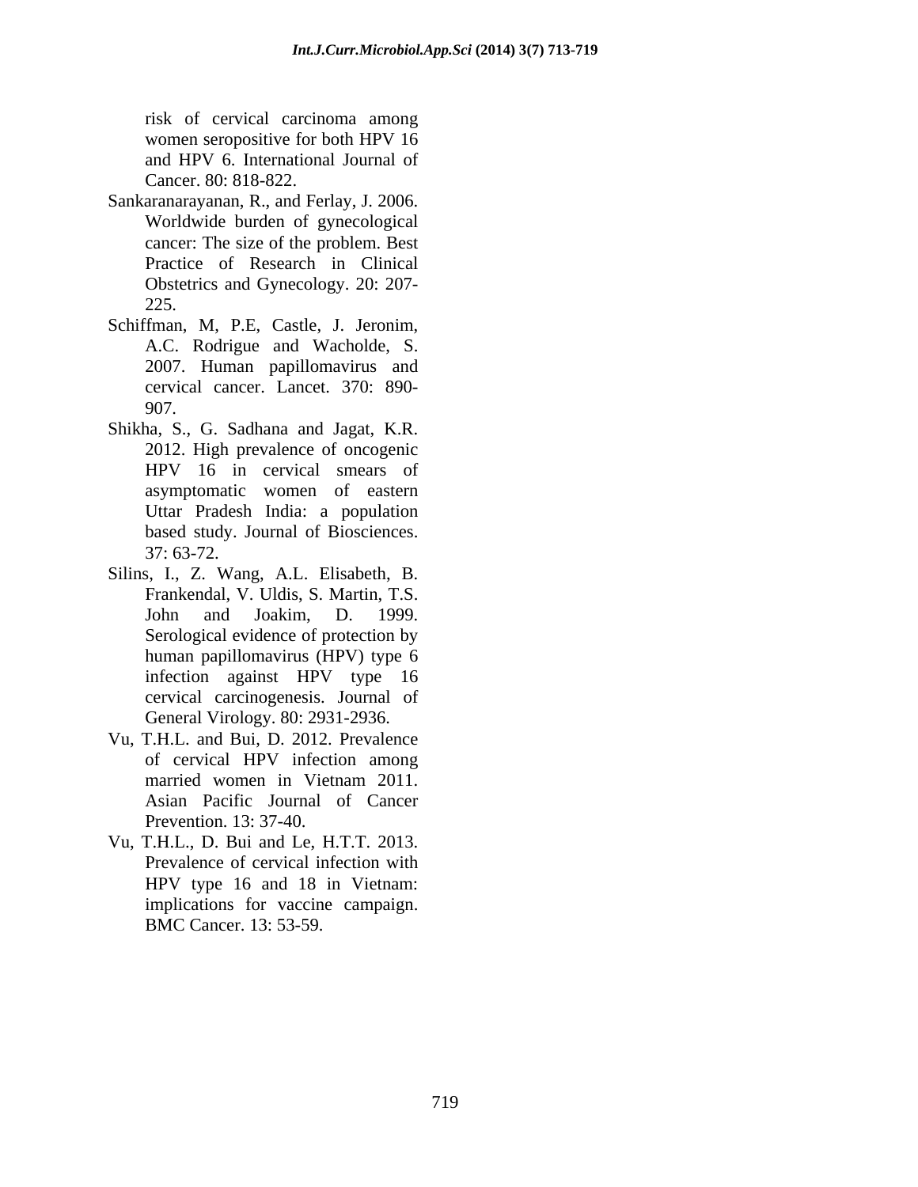risk of cervical carcinoma among women seropositive for both HPV 16 and HPV 6. International Journal of Cancer. 80: 818-822.

Sankaranarayanan, R., and Ferlay, J. 2006. Worldwide burden of gynecological cancer: The size of the problem. Best Practice of Research in Clinical Obstetrics and Gynecology. 20: 207-225.

Schiffman, M, P.E, Castle, J. Jeronim, A.C. Rodrigue and Wacholde, S. 2007. Human papillomavirus and cervical cancer. Lancet. 370: 890-907.

Shikha, S., G. Sadhana and Jagat, K.R. 2012. High prevalence of oncogenic HPV 16 in cervical smears of asymptomatic women of eastern Uttar Pradesh India: a population based study. Journal of Biosciences. 37: 63-72.

Silins, I., Z. Wang, A.L. Elisabeth, B. Frankendal, V. Uldis, S. Martin, T.S. John and Joakim, D. 1999. Serological evidence of protection by human papillomavirus (HPV) type 6 infection against HPV type 16 cervical carcinogenesis. Journal of General Virology. 80: 2931-2936.

Vu, T.H.L. and Bui, D. 2012. Prevalence of cervical HPV infection among married women in Vietnam 2011. Asian Pacific Journal of Cancer Prevention. 13: 37-40.

Vu, T.H.L., D. Bui and Le, H.T.T. 2013. Prevalence of cervical infection with HPV type 16 and 18 in Vietnam: implications for vaccine campaign. BMC Cancer. 13: 53-59.